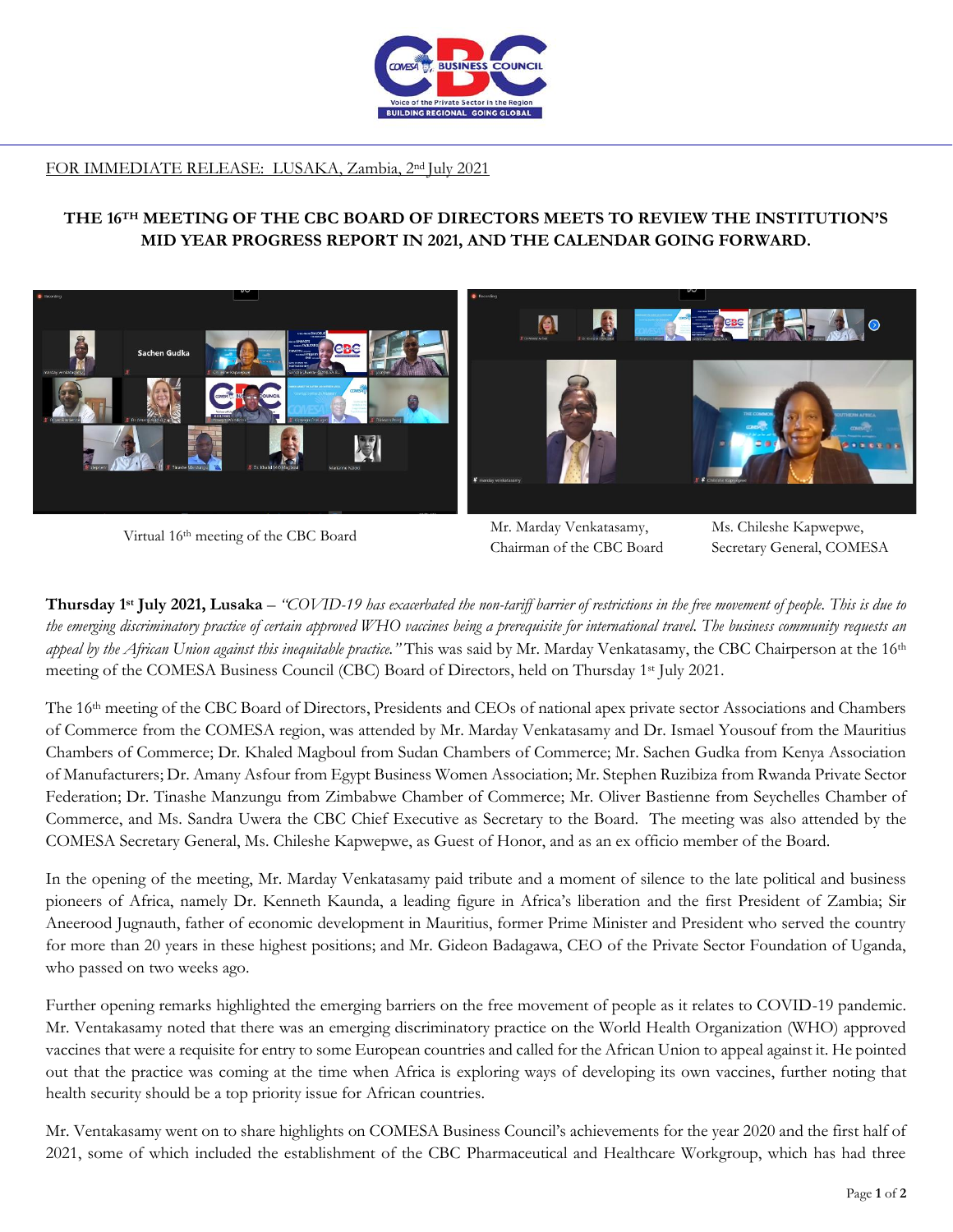FOR IMMEDIATE RELEASE: LUSAKA, Zambia, 2nd July 2021

## THE 16TH MEETING OF THE CBC BOARD OF DIRECTORS MEETS TO REVIEW THE INSTITUTION'S MID YEAR PROGRESS REPORT IN 2021, AND THE CALENDAR GOING FORWARD.

Virtual 16th meeting of the CBC Board

Mr. Marday Venkatasamy, Chairman of the CBC Board

Ms. Chileshe Kapwepwe, Secretary General, COMESA

**Thursday 1st July 2021, Lusaka** – *"COVID-19 has exacerbated the non-tariff barrier of restrictions in the free movement of people. This is due to the emerging discriminatory practice of certain approved WHO vaccines being a prerequisite for international travel. The business community requests an appeal by the African Union against this inequitable practice."* This was said by Mr. Marday Venkatasamy, the CBC Chairperson at the 16th meeting of the COMESA Business Council (CBC) Board of Directors, held on Thursday 1st July 2021.

The 16th meeting of the CBC Board of Directors, Presidents and CEOs of national apex private sector Associations and Chambers of Commerce from the COMESA region, was attended by Mr. Marday Venkatasamy and Dr. Ismael Yousouf from the Mauritius Chambers of Commerce; Dr. Khaled Magboul from Sudan Chambers of Commerce; Mr. Sachen Gudka from Kenya Association of Manufacturers; Dr. Amany Asfour from Egypt Business Women Association; Mr. Stephen Ruzibiza from Rwanda Private Sector Federation; Dr. Tinashe Manzungu from Zimbabwe Chamber of Commerce; Mr. Oliver Bastienne from Seychelles Chamber of Commerce, and Ms. Sandra Uwera the CBC Chief Executive as Secretary to the Board. The meeting was also attended by the COMESA Secretary General, Ms. Chileshe Kapwepwe, as Guest of Honor, and as an ex officio member of the Board.

In the opening of the meeting, Mr. Marday Venkatasamy paid tribute and a moment of silence to the late political and business pioneers of Africa, namely Dr. Kenneth Kaunda, a leading figure in Africa's liberation and the first President of Zambia; Sir Aneerood Jugnauth, father of economic development in Mauritius, former Prime Minister and President who served the country for more than 20 years in these highest positions; and Mr. Gideon Badagawa, CEO of the Private Sector Foundation of Uganda, who passed on two weeks ago.

Further opening remarks highlighted the emerging barriers on the free movement of people as it relates to COVID-19 pandemic. Mr. Ventakasamy noted that there was an emerging discriminatory practice on the World Health Organization (WHO) approved vaccines that were a requisite for entry to some European countries and called for the African Union to appeal against it. He pointed out that the practice was coming at the time when Africa is exploring ways of developing its own vaccines, further noting that health security should be a top priority issue for African countries.

Mr. Ventakasamy went on to share highlights on COMESA Business Council's achievements for the year 2020 and the first half of 2021, some of which included the establishment of the CBC Pharmaceutical and Healthcare Workgroup, which has had three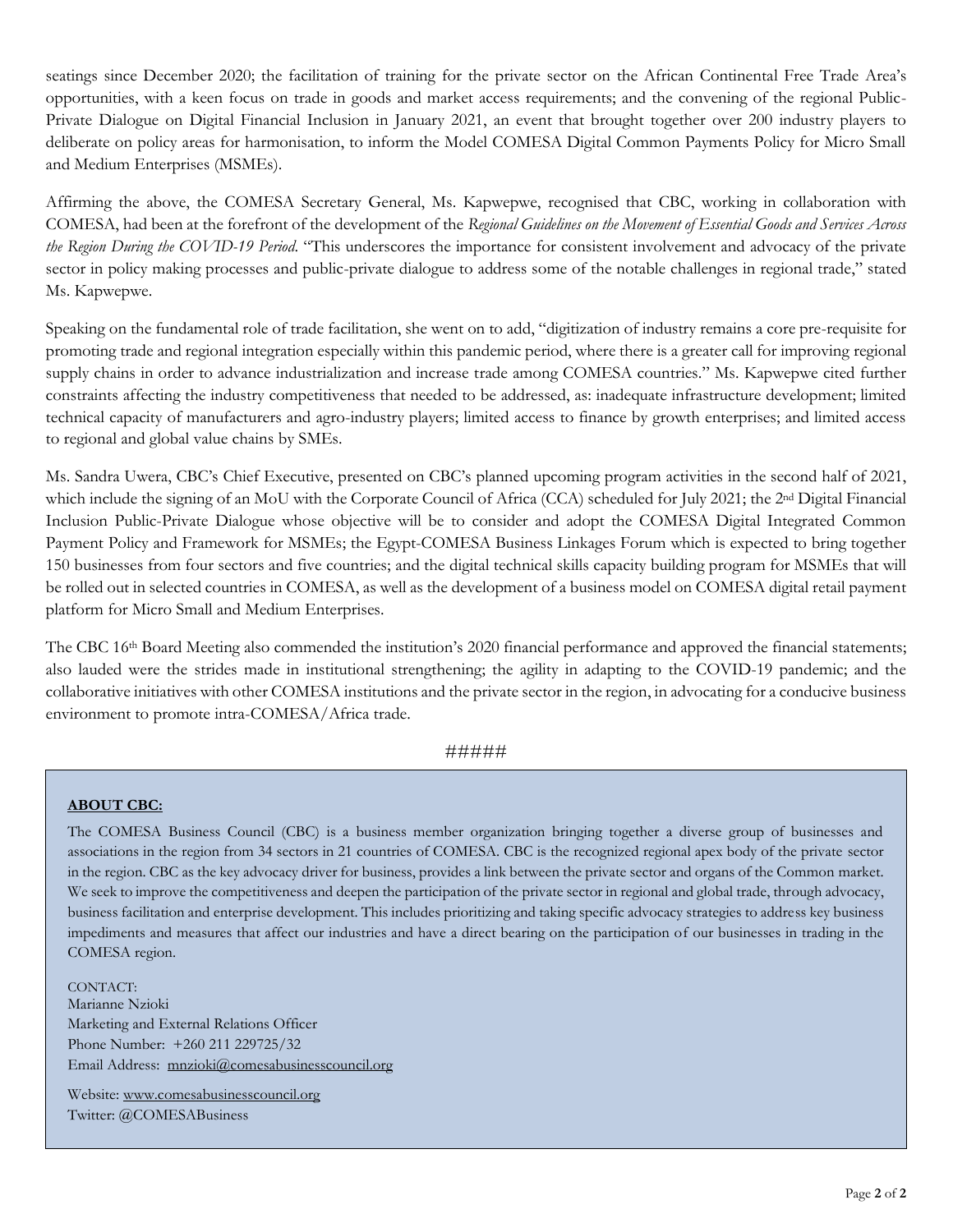seatings since December 2020; the facilitation of training for the private sector on the African Continental Free Trade Area's opportunities, with a keen focus on trade in goods and market access requirements; and the convening of the regional Public-Private Dialogue on Digital Financial Inclusion in January 2021, an event that brought together over 200 industry players to deliberate on policy areas for harmonisation, to inform the Model COMESA Digital Common Payments Policy for Micro Small and Medium Enterprises (MSMEs).

Affirming the above, the COMESA Secretary General, Ms. Kapwepwe, recognised that CBC, working in collaboration with COMESA, had been at the forefront of the development of the *Regional Guidelines on the Movement of Essential Goods and Services Across the Region During the COVID-19 Period.* "This underscores the importance for consistent involvement and advocacy of the private sector in policy making processes and public-private dialogue to address some of the notable challenges in regional trade," stated Ms. Kapwepwe.

Speaking on the fundamental role of trade facilitation, she went on to add, "digitization of industry remains a core pre-requisite for promoting trade and regional integration especially within this pandemic period, where there is a greater call for improving regional supply chains in order to advance industrialization and increase trade among COMESA countries." Ms. Kapwepwe cited further constraints affecting the industry competitiveness that needed to be addressed, as: inadequate infrastructure development; limited technical capacity of manufacturers and agro-industry players; limited access to finance by growth enterprises; and limited access to regional and global value chains by SMEs.

Ms. Sandra Uwera, CBC's Chief Executive, presented on CBC's planned upcoming program activities in the second half of 2021, which include the signing of an MoU with the Corporate Council of Africa (CCA) scheduled for July 2021; the 2nd Digital Financial Inclusion Public-Private Dialogue whose objective will be to consider and adopt the COMESA Digital Integrated Common Payment Policy and Framework for MSMEs; the Egypt-COMESA Business Linkages Forum which is expected to bring together 150 businesses from four sectors and five countries; and the digital technical skills capacity building program for MSMEs that will be rolled out in selected countries in COMESA, as well as the development of a business model on COMESA digital retail payment platform for Micro Small and Medium Enterprises.

The CBC 16th Board Meeting also commended the institution's 2020 financial performance and approved the financial statements; also lauded were the strides made in institutional strengthening; the agility in adapting to the COVID-19 pandemic; and the collaborative initiatives with other COMESA institutions and the private sector in the region, in advocating for a conducive business environment to promote intra-COMESA/Africa trade.

#####

**ABOUT CBC:**

The COMESA Business Council (CBC) is a business member organization bringing together a diverse group of businesses and associations in the region from 34 sectors in 21 countries of COMESA. CBC is the recognized regional apex body of the private sector in the region. CBC as the key advocacy driver for business, provides a link between the private sector and organs of the Common market. We seek to improve the competitiveness and deepen the participation of the private sector in regional and global trade, through advocacy, business facilitation and enterprise development. This includes prioritizing and taking specific advocacy strategies to address key business impediments and measures that affect our industries and have a direct bearing on the participation of our businesses in trading in the COMESA region.

CONTACT:
Marianne Nzioki
Marketing and External Relations Officer
Phone Number: +260 211 229725/32
Email Address: mnzioki@comesabusinesscouncil.org

Website: www.comesabusinesscouncil.org
Twitter: @COMESABusiness